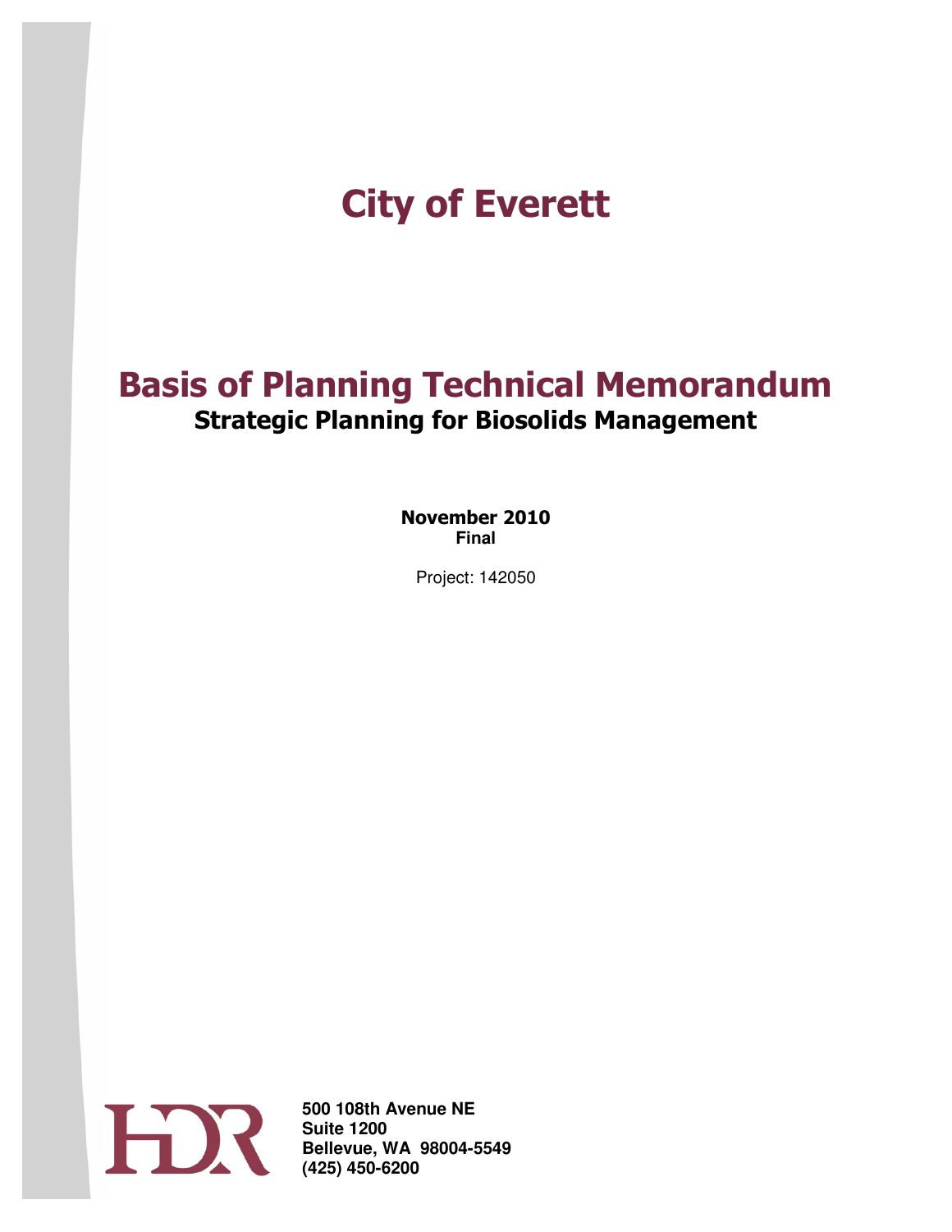# City of Everett

# Basis of Planning Technical Memorandum

## Strategic Planning for Biosolids Management

**November 2010**
**Final**

Project: 142050

HDR

**500 108th Avenue NE**
**Suite 1200**
**Bellevue, WA 98004-5549**
**(425) 450-6200**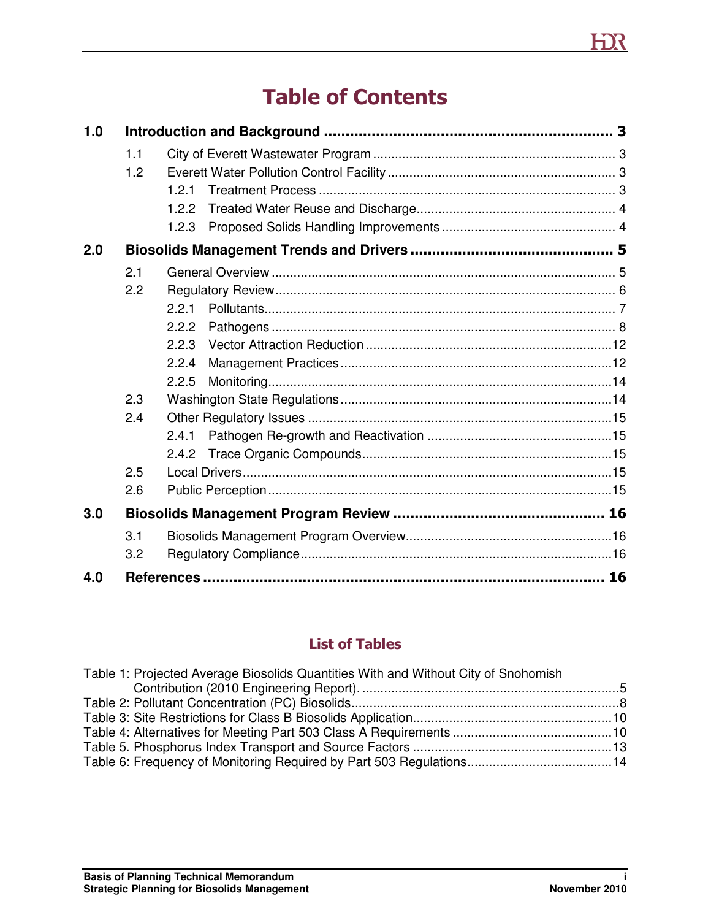# Table of Contents

**1.0 Introduction and Background ........ 3**

- 1.1 City of Everett Wastewater Program ........ 3
- 1.2 Everett Water Pollution Control Facility ........ 3
  - 1.2.1 Treatment Process ........ 3
  - 1.2.2 Treated Water Reuse and Discharge ........ 4
  - 1.2.3 Proposed Solids Handling Improvements ........ 4

**2.0 Biosolids Management Trends and Drivers ........ 5**

- 2.1 General Overview ........ 5
- 2.2 Regulatory Review ........ 6
  - 2.2.1 Pollutants ........ 7
  - 2.2.2 Pathogens ........ 8
  - 2.2.3 Vector Attraction Reduction ........ 12
  - 2.2.4 Management Practices ........ 12
  - 2.2.5 Monitoring ........ 14
- 2.3 Washington State Regulations ........ 14
- 2.4 Other Regulatory Issues ........ 15
  - 2.4.1 Pathogen Re-growth and Reactivation ........ 15
  - 2.4.2 Trace Organic Compounds ........ 15
- 2.5 Local Drivers ........ 15
- 2.6 Public Perception ........ 15

**3.0 Biosolids Management Program Review ........ 16**

- 3.1 Biosolids Management Program Overview ........ 16
- 3.2 Regulatory Compliance ........ 16

**4.0 References ........ 16**

## List of Tables

- Table 1: Projected Average Biosolids Quantities With and Without City of Snohomish Contribution (2010 Engineering Report). ........ 5
- Table 2: Pollutant Concentration (PC) Biosolids ........ 8
- Table 3: Site Restrictions for Class B Biosolids Application ........ 10
- Table 4: Alternatives for Meeting Part 503 Class A Requirements ........ 10
- Table 5. Phosphorus Index Transport and Source Factors ........ 13
- Table 6: Frequency of Monitoring Required by Part 503 Regulations ........ 14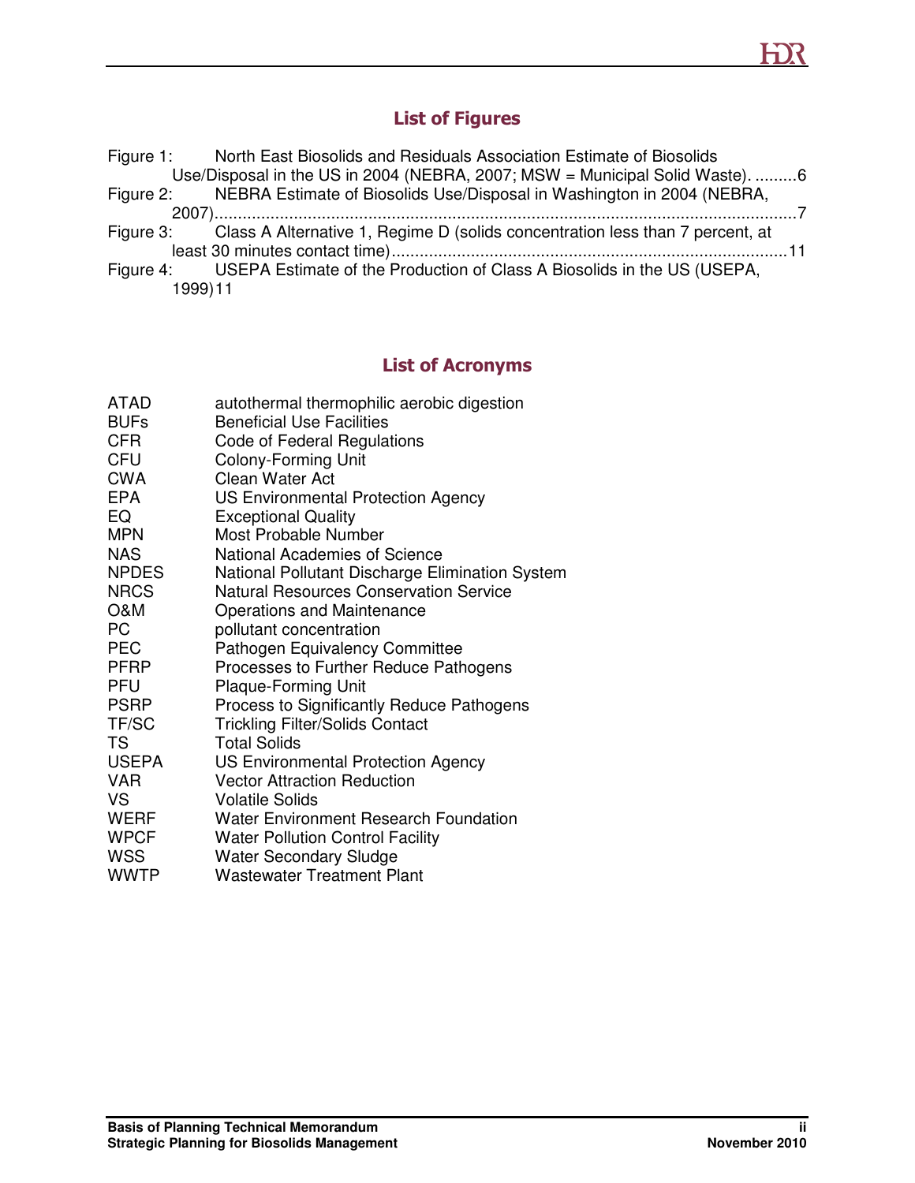## List of Figures

Figure 1: North East Biosolids and Residuals Association Estimate of Biosolids Use/Disposal in the US in 2004 (NEBRA, 2007; MSW = Municipal Solid Waste). .........6

Figure 2: NEBRA Estimate of Biosolids Use/Disposal in Washington in 2004 (NEBRA, 2007).............................................................................................................................7

Figure 3: Class A Alternative 1, Regime D (solids concentration less than 7 percent, at least 30 minutes contact time).....................................................................................11

Figure 4: USEPA Estimate of the Production of Class A Biosolids in the US (USEPA, 1999)11

## List of Acronyms

| | |
|---|---|
| ATAD | autothermal thermophilic aerobic digestion |
| BUFs | Beneficial Use Facilities |
| CFR | Code of Federal Regulations |
| CFU | Colony-Forming Unit |
| CWA | Clean Water Act |
| EPA | US Environmental Protection Agency |
| EQ | Exceptional Quality |
| MPN | Most Probable Number |
| NAS | National Academies of Science |
| NPDES | National Pollutant Discharge Elimination System |
| NRCS | Natural Resources Conservation Service |
| O&M | Operations and Maintenance |
| PC | pollutant concentration |
| PEC | Pathogen Equivalency Committee |
| PFRP | Processes to Further Reduce Pathogens |
| PFU | Plaque-Forming Unit |
| PSRP | Process to Significantly Reduce Pathogens |
| TF/SC | Trickling Filter/Solids Contact |
| TS | Total Solids |
| USEPA | US Environmental Protection Agency |
| VAR | Vector Attraction Reduction |
| VS | Volatile Solids |
| WERF | Water Environment Research Foundation |
| WPCF | Water Pollution Control Facility |
| WSS | Water Secondary Sludge |
| WWTP | Wastewater Treatment Plant |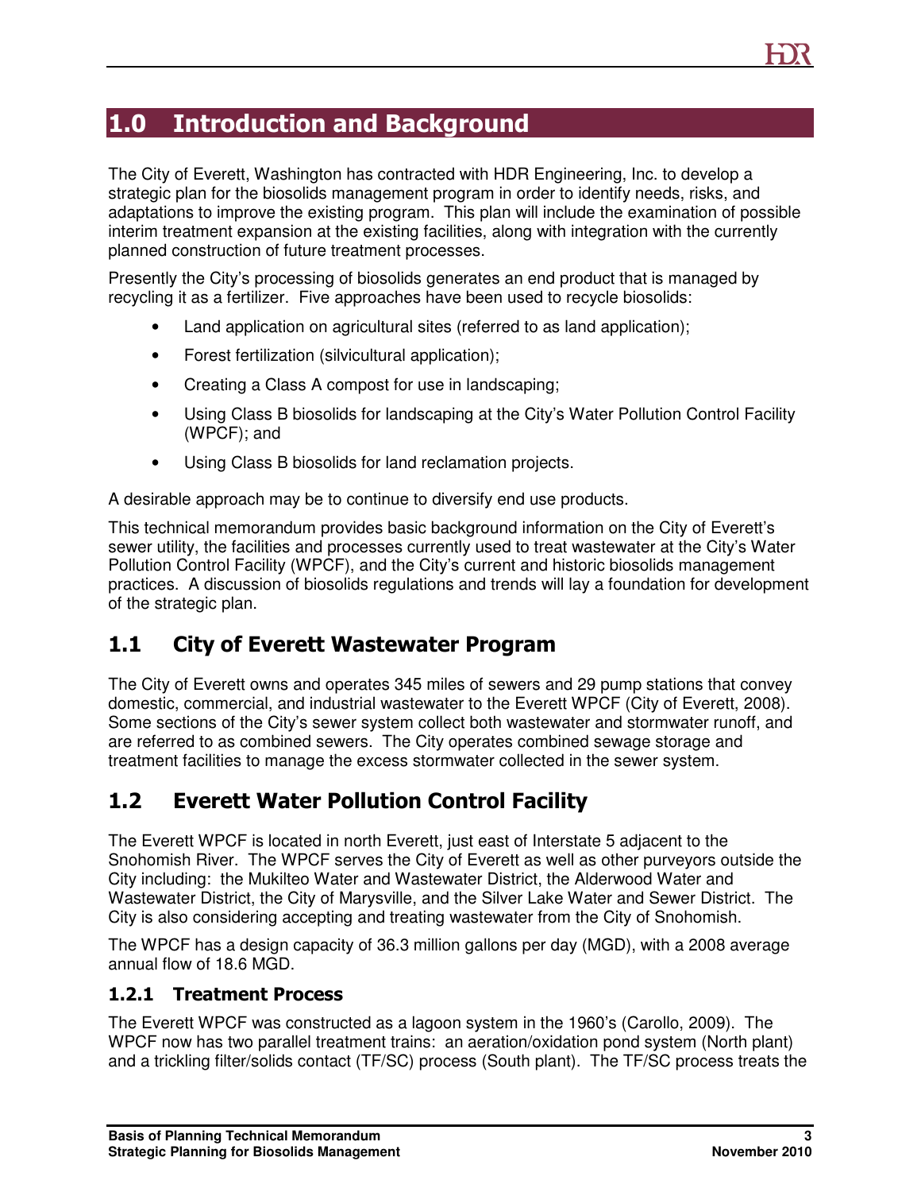# 1.0 Introduction and Background

The City of Everett, Washington has contracted with HDR Engineering, Inc. to develop a strategic plan for the biosolids management program in order to identify needs, risks, and adaptations to improve the existing program. This plan will include the examination of possible interim treatment expansion at the existing facilities, along with integration with the currently planned construction of future treatment processes.

Presently the City's processing of biosolids generates an end product that is managed by recycling it as a fertilizer. Five approaches have been used to recycle biosolids:

- Land application on agricultural sites (referred to as land application);
- Forest fertilization (silvicultural application);
- Creating a Class A compost for use in landscaping;
- Using Class B biosolids for landscaping at the City's Water Pollution Control Facility (WPCF); and
- Using Class B biosolids for land reclamation projects.

A desirable approach may be to continue to diversify end use products.

This technical memorandum provides basic background information on the City of Everett's sewer utility, the facilities and processes currently used to treat wastewater at the City's Water Pollution Control Facility (WPCF), and the City's current and historic biosolids management practices. A discussion of biosolids regulations and trends will lay a foundation for development of the strategic plan.

## 1.1 City of Everett Wastewater Program

The City of Everett owns and operates 345 miles of sewers and 29 pump stations that convey domestic, commercial, and industrial wastewater to the Everett WPCF (City of Everett, 2008). Some sections of the City's sewer system collect both wastewater and stormwater runoff, and are referred to as combined sewers. The City operates combined sewage storage and treatment facilities to manage the excess stormwater collected in the sewer system.

## 1.2 Everett Water Pollution Control Facility

The Everett WPCF is located in north Everett, just east of Interstate 5 adjacent to the Snohomish River. The WPCF serves the City of Everett as well as other purveyors outside the City including: the Mukilteo Water and Wastewater District, the Alderwood Water and Wastewater District, the City of Marysville, and the Silver Lake Water and Sewer District. The City is also considering accepting and treating wastewater from the City of Snohomish.

The WPCF has a design capacity of 36.3 million gallons per day (MGD), with a 2008 average annual flow of 18.6 MGD.

### 1.2.1 Treatment Process

The Everett WPCF was constructed as a lagoon system in the 1960's (Carollo, 2009). The WPCF now has two parallel treatment trains: an aeration/oxidation pond system (North plant) and a trickling filter/solids contact (TF/SC) process (South plant). The TF/SC process treats the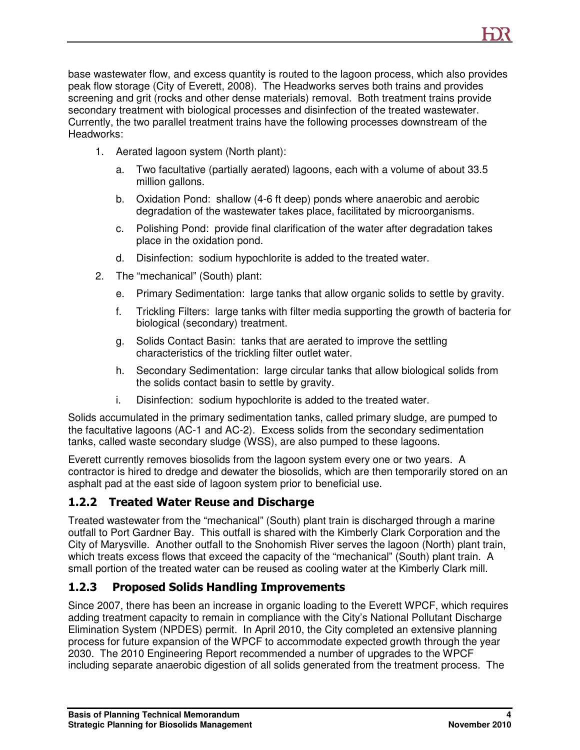base wastewater flow, and excess quantity is routed to the lagoon process, which also provides peak flow storage (City of Everett, 2008). The Headworks serves both trains and provides screening and grit (rocks and other dense materials) removal. Both treatment trains provide secondary treatment with biological processes and disinfection of the treated wastewater. Currently, the two parallel treatment trains have the following processes downstream of the Headworks:

1. Aerated lagoon system (North plant):
   a. Two facultative (partially aerated) lagoons, each with a volume of about 33.5 million gallons.
   b. Oxidation Pond: shallow (4-6 ft deep) ponds where anaerobic and aerobic degradation of the wastewater takes place, facilitated by microorganisms.
   c. Polishing Pond: provide final clarification of the water after degradation takes place in the oxidation pond.
   d. Disinfection: sodium hypochlorite is added to the treated water.
2. The "mechanical" (South) plant:
   e. Primary Sedimentation: large tanks that allow organic solids to settle by gravity.
   f. Trickling Filters: large tanks with filter media supporting the growth of bacteria for biological (secondary) treatment.
   g. Solids Contact Basin: tanks that are aerated to improve the settling characteristics of the trickling filter outlet water.
   h. Secondary Sedimentation: large circular tanks that allow biological solids from the solids contact basin to settle by gravity.
   i. Disinfection: sodium hypochlorite is added to the treated water.

Solids accumulated in the primary sedimentation tanks, called primary sludge, are pumped to the facultative lagoons (AC-1 and AC-2). Excess solids from the secondary sedimentation tanks, called waste secondary sludge (WSS), are also pumped to these lagoons.

Everett currently removes biosolids from the lagoon system every one or two years. A contractor is hired to dredge and dewater the biosolids, which are then temporarily stored on an asphalt pad at the east side of lagoon system prior to beneficial use.

### 1.2.2 Treated Water Reuse and Discharge

Treated wastewater from the "mechanical" (South) plant train is discharged through a marine outfall to Port Gardner Bay. This outfall is shared with the Kimberly Clark Corporation and the City of Marysville. Another outfall to the Snohomish River serves the lagoon (North) plant train, which treats excess flows that exceed the capacity of the "mechanical" (South) plant train. A small portion of the treated water can be reused as cooling water at the Kimberly Clark mill.

### 1.2.3 Proposed Solids Handling Improvements

Since 2007, there has been an increase in organic loading to the Everett WPCF, which requires adding treatment capacity to remain in compliance with the City's National Pollutant Discharge Elimination System (NPDES) permit. In April 2010, the City completed an extensive planning process for future expansion of the WPCF to accommodate expected growth through the year 2030. The 2010 Engineering Report recommended a number of upgrades to the WPCF including separate anaerobic digestion of all solids generated from the treatment process. The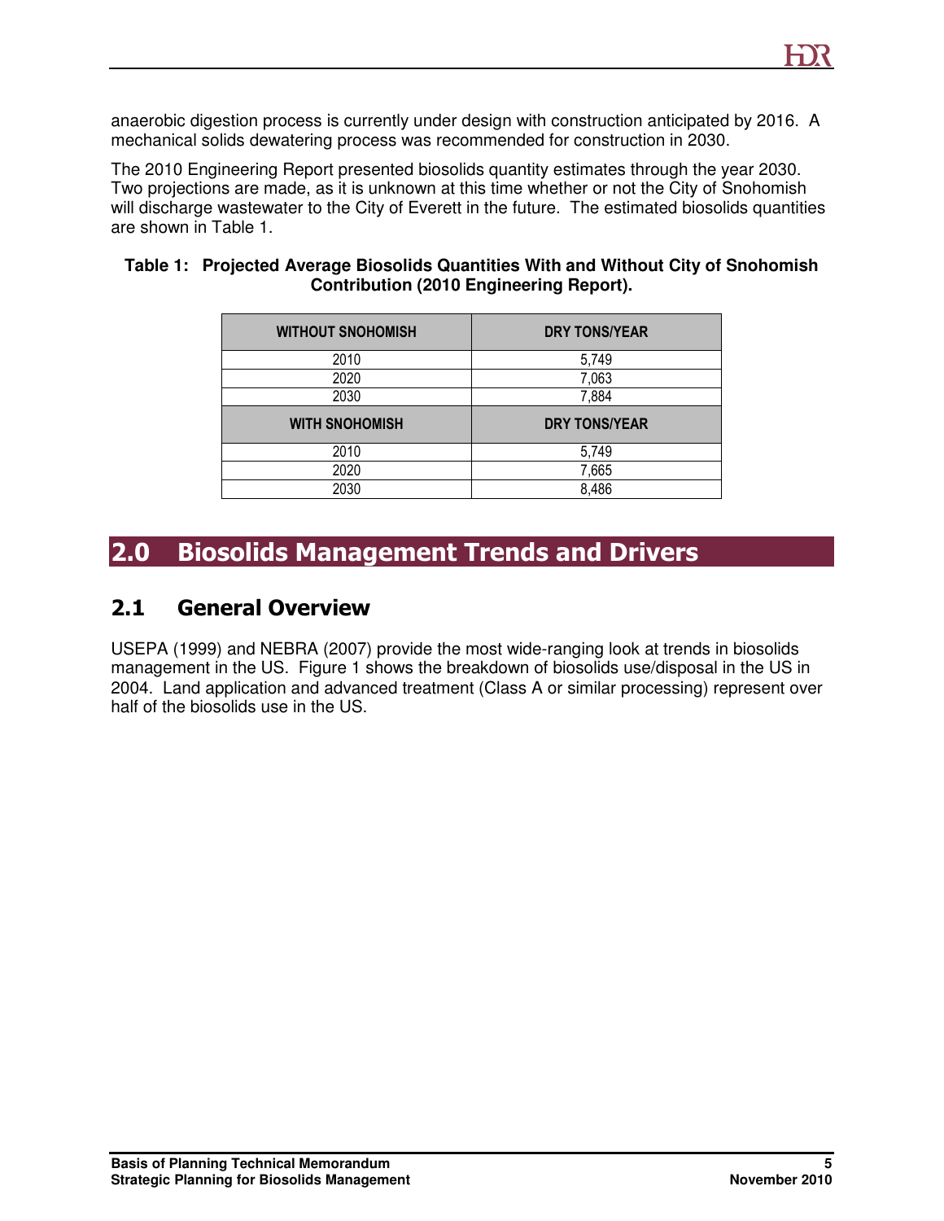anaerobic digestion process is currently under design with construction anticipated by 2016. A mechanical solids dewatering process was recommended for construction in 2030.

The 2010 Engineering Report presented biosolids quantity estimates through the year 2030. Two projections are made, as it is unknown at this time whether or not the City of Snohomish will discharge wastewater to the City of Everett in the future. The estimated biosolids quantities are shown in Table 1.

**Table 1: Projected Average Biosolids Quantities With and Without City of Snohomish Contribution (2010 Engineering Report).**

| WITHOUT SNOHOMISH | DRY TONS/YEAR |
|---|---|
| 2010 | 5,749 |
| 2020 | 7,063 |
| 2030 | 7,884 |
| **WITH SNOHOMISH** | **DRY TONS/YEAR** |
| 2010 | 5,749 |
| 2020 | 7,665 |
| 2030 | 8,486 |

# 2.0 Biosolids Management Trends and Drivers

## 2.1 General Overview

USEPA (1999) and NEBRA (2007) provide the most wide-ranging look at trends in biosolids management in the US. Figure 1 shows the breakdown of biosolids use/disposal in the US in 2004. Land application and advanced treatment (Class A or similar processing) represent over half of the biosolids use in the US.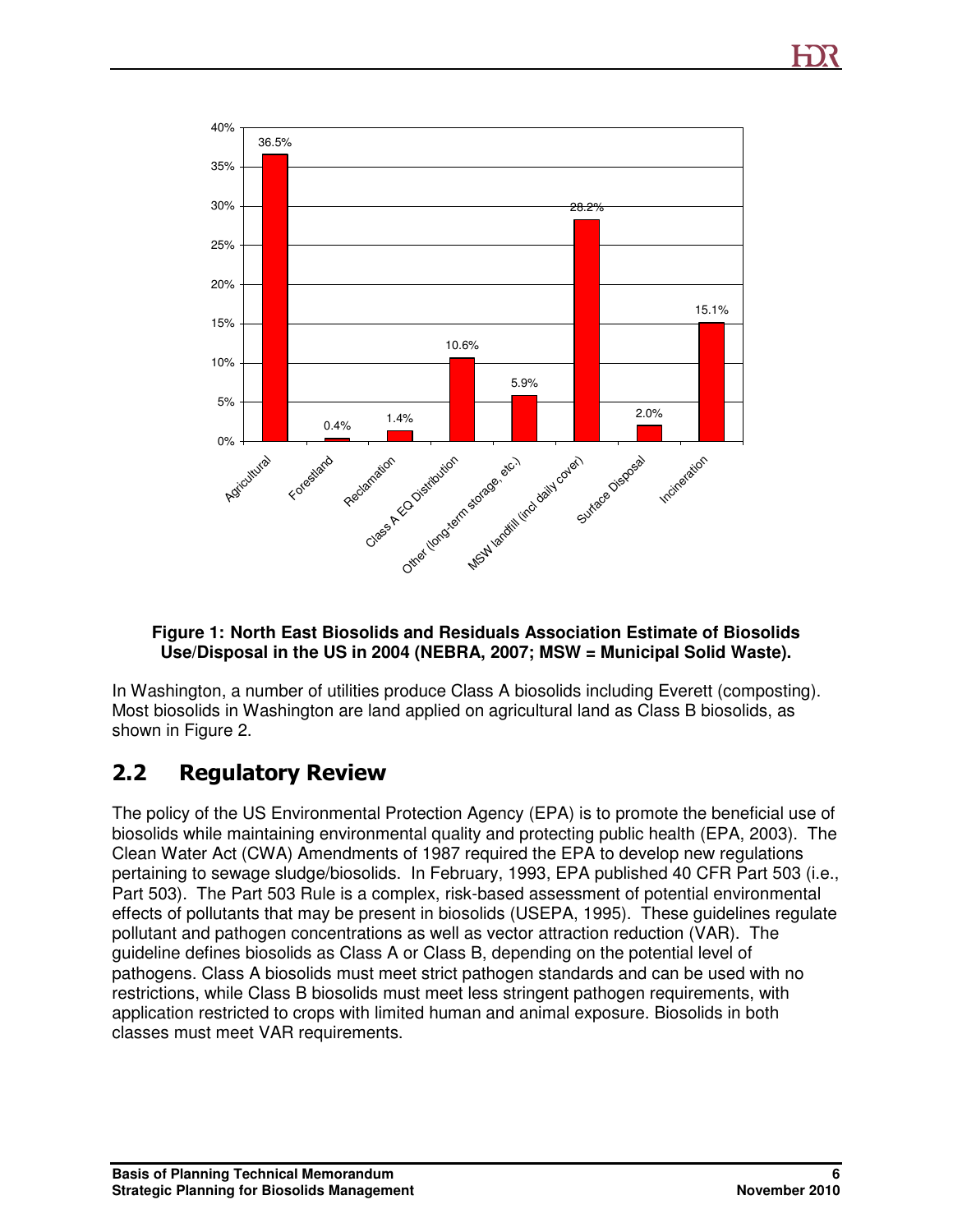| Category | Percentage |
| --- | --- |
| Agricultural | 36.5% |
| Forestland | 0.4% |
| Reclamation | 1.4% |
| Class A EQ Distribution | 10.6% |
| Other (long-term storage, etc.) | 5.9% |
| MSW landfill (incl daily cover) | 28.2% |
| Surface Disposal | 2.0% |
| Incineration | 15.1% |

**Figure 1: North East Biosolids and Residuals Association Estimate of Biosolids Use/Disposal in the US in 2004 (NEBRA, 2007; MSW = Municipal Solid Waste).**

In Washington, a number of utilities produce Class A biosolids including Everett (composting). Most biosolids in Washington are land applied on agricultural land as Class B biosolids, as shown in Figure 2.

## 2.2 Regulatory Review

The policy of the US Environmental Protection Agency (EPA) is to promote the beneficial use of biosolids while maintaining environmental quality and protecting public health (EPA, 2003). The Clean Water Act (CWA) Amendments of 1987 required the EPA to develop new regulations pertaining to sewage sludge/biosolids. In February, 1993, EPA published 40 CFR Part 503 (i.e., Part 503). The Part 503 Rule is a complex, risk-based assessment of potential environmental effects of pollutants that may be present in biosolids (USEPA, 1995). These guidelines regulate pollutant and pathogen concentrations as well as vector attraction reduction (VAR). The guideline defines biosolids as Class A or Class B, depending on the potential level of pathogens. Class A biosolids must meet strict pathogen standards and can be used with no restrictions, while Class B biosolids must meet less stringent pathogen requirements, with application restricted to crops with limited human and animal exposure. Biosolids in both classes must meet VAR requirements.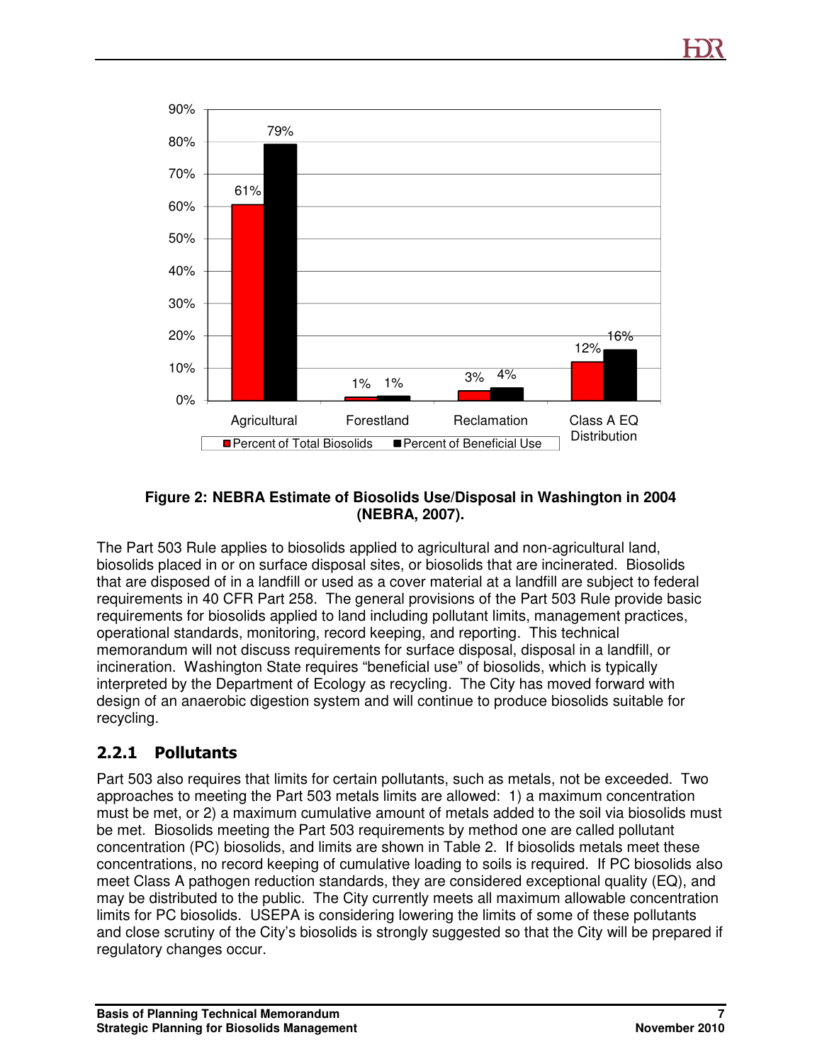**Figure 2: NEBRA Estimate of Biosolids Use/Disposal in Washington in 2004 (NEBRA, 2007).**

The Part 503 Rule applies to biosolids applied to agricultural and non-agricultural land, biosolids placed in or on surface disposal sites, or biosolids that are incinerated. Biosolids that are disposed of in a landfill or used as a cover material at a landfill are subject to federal requirements in 40 CFR Part 258. The general provisions of the Part 503 Rule provide basic requirements for biosolids applied to land including pollutant limits, management practices, operational standards, monitoring, record keeping, and reporting. This technical memorandum will not discuss requirements for surface disposal, disposal in a landfill, or incineration. Washington State requires "beneficial use" of biosolids, which is typically interpreted by the Department of Ecology as recycling. The City has moved forward with design of an anaerobic digestion system and will continue to produce biosolids suitable for recycling.

### 2.2.1 Pollutants

Part 503 also requires that limits for certain pollutants, such as metals, not be exceeded. Two approaches to meeting the Part 503 metals limits are allowed: 1) a maximum concentration must be met, or 2) a maximum cumulative amount of metals added to the soil via biosolids must be met. Biosolids meeting the Part 503 requirements by method one are called pollutant concentration (PC) biosolids, and limits are shown in Table 2. If biosolids metals meet these concentrations, no record keeping of cumulative loading to soils is required. If PC biosolids also meet Class A pathogen reduction standards, they are considered exceptional quality (EQ), and may be distributed to the public. The City currently meets all maximum allowable concentration limits for PC biosolids. USEPA is considering lowering the limits of some of these pollutants and close scrutiny of the City's biosolids is strongly suggested so that the City will be prepared if regulatory changes occur.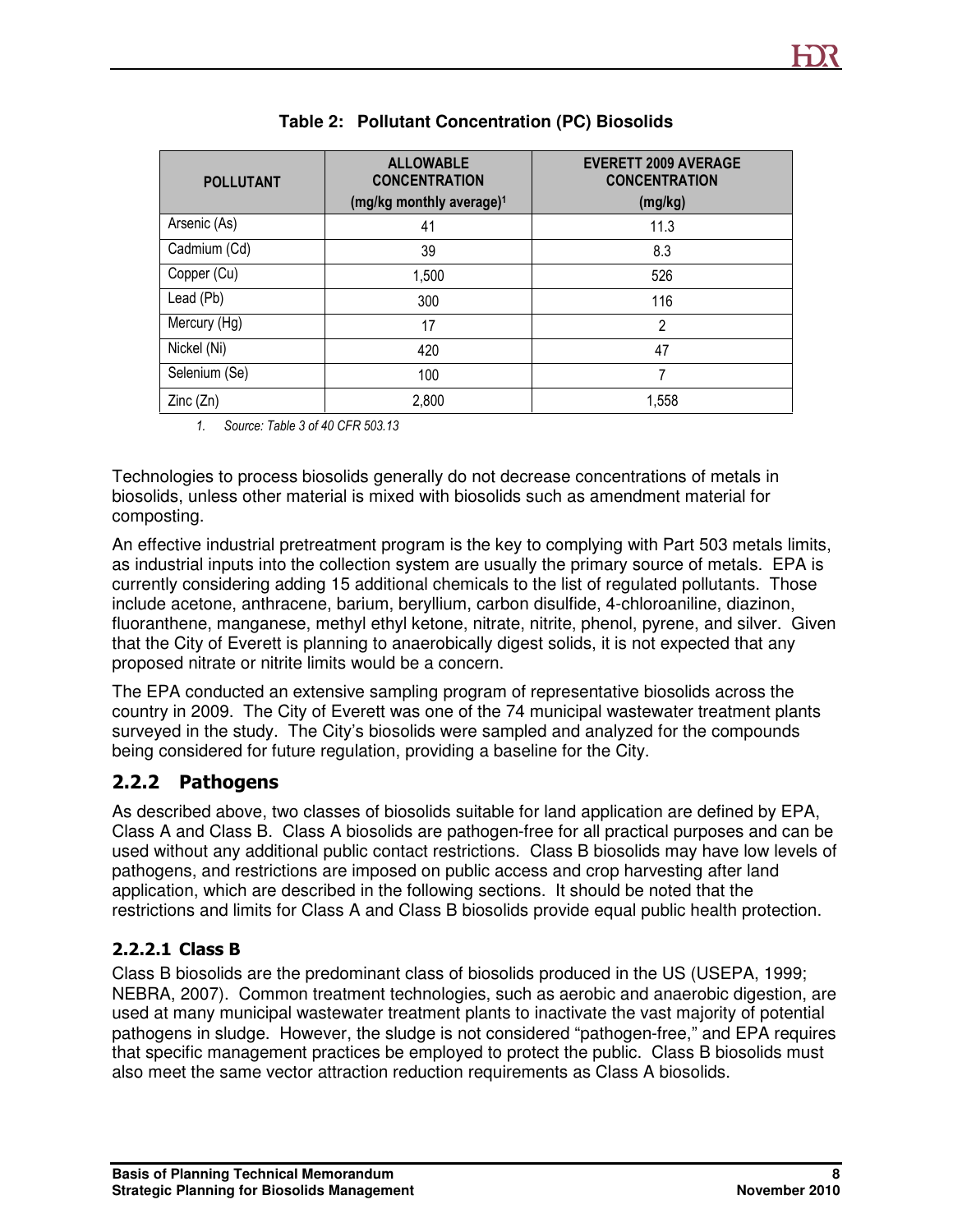**Table 2: Pollutant Concentration (PC) Biosolids**

| POLLUTANT | ALLOWABLE CONCENTRATION (mg/kg monthly average)[1] | EVERETT 2009 AVERAGE CONCENTRATION (mg/kg) |
|---|---|---|
| Arsenic (As) | 41 | 11.3 |
| Cadmium (Cd) | 39 | 8.3 |
| Copper (Cu) | 1,500 | 526 |
| Lead (Pb) | 300 | 116 |
| Mercury (Hg) | 17 | 2 |
| Nickel (Ni) | 420 | 47 |
| Selenium (Se) | 100 | 7 |
| Zinc (Zn) | 2,800 | 1,558 |

*1. Source: Table 3 of 40 CFR 503.13*

Technologies to process biosolids generally do not decrease concentrations of metals in biosolids, unless other material is mixed with biosolids such as amendment material for composting.

An effective industrial pretreatment program is the key to complying with Part 503 metals limits, as industrial inputs into the collection system are usually the primary source of metals. EPA is currently considering adding 15 additional chemicals to the list of regulated pollutants. Those include acetone, anthracene, barium, beryllium, carbon disulfide, 4-chloroaniline, diazinon, fluoranthene, manganese, methyl ethyl ketone, nitrate, nitrite, phenol, pyrene, and silver. Given that the City of Everett is planning to anaerobically digest solids, it is not expected that any proposed nitrate or nitrite limits would be a concern.

The EPA conducted an extensive sampling program of representative biosolids across the country in 2009. The City of Everett was one of the 74 municipal wastewater treatment plants surveyed in the study. The City's biosolids were sampled and analyzed for the compounds being considered for future regulation, providing a baseline for the City.

## 2.2.2 Pathogens

As described above, two classes of biosolids suitable for land application are defined by EPA, Class A and Class B. Class A biosolids are pathogen-free for all practical purposes and can be used without any additional public contact restrictions. Class B biosolids may have low levels of pathogens, and restrictions are imposed on public access and crop harvesting after land application, which are described in the following sections. It should be noted that the restrictions and limits for Class A and Class B biosolids provide equal public health protection.

### 2.2.2.1 Class B

Class B biosolids are the predominant class of biosolids produced in the US (USEPA, 1999; NEBRA, 2007). Common treatment technologies, such as aerobic and anaerobic digestion, are used at many municipal wastewater treatment plants to inactivate the vast majority of potential pathogens in sludge. However, the sludge is not considered "pathogen-free," and EPA requires that specific management practices be employed to protect the public. Class B biosolids must also meet the same vector attraction reduction requirements as Class A biosolids.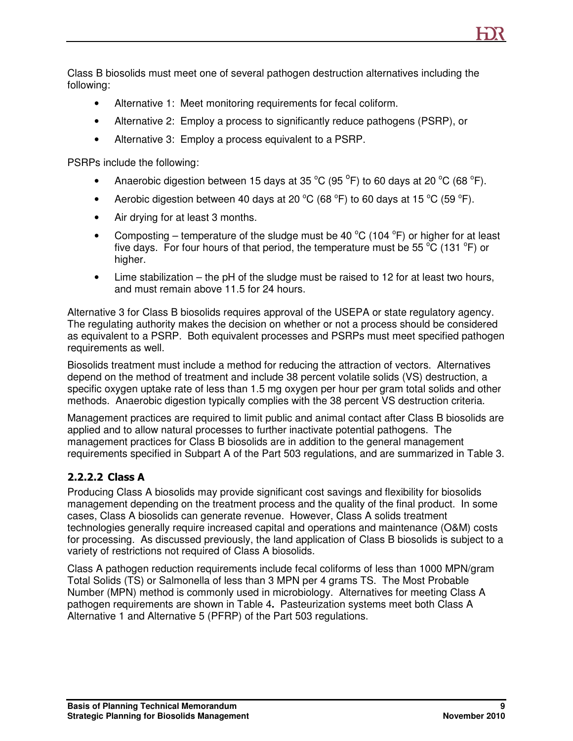Class B biosolids must meet one of several pathogen destruction alternatives including the following:

- Alternative 1: Meet monitoring requirements for fecal coliform.
- Alternative 2: Employ a process to significantly reduce pathogens (PSRP), or
- Alternative 3: Employ a process equivalent to a PSRP.

PSRPs include the following:

- Anaerobic digestion between 15 days at 35 °C (95 °F) to 60 days at 20 °C (68 °F).
- Aerobic digestion between 40 days at 20 °C (68 °F) to 60 days at 15 °C (59 °F).
- Air drying for at least 3 months.
- Composting – temperature of the sludge must be 40 °C (104 °F) or higher for at least five days. For four hours of that period, the temperature must be 55 °C (131 °F) or higher.
- Lime stabilization – the pH of the sludge must be raised to 12 for at least two hours, and must remain above 11.5 for 24 hours.

Alternative 3 for Class B biosolids requires approval of the USEPA or state regulatory agency. The regulating authority makes the decision on whether or not a process should be considered as equivalent to a PSRP. Both equivalent processes and PSRPs must meet specified pathogen requirements as well.

Biosolids treatment must include a method for reducing the attraction of vectors. Alternatives depend on the method of treatment and include 38 percent volatile solids (VS) destruction, a specific oxygen uptake rate of less than 1.5 mg oxygen per hour per gram total solids and other methods. Anaerobic digestion typically complies with the 38 percent VS destruction criteria.

Management practices are required to limit public and animal contact after Class B biosolids are applied and to allow natural processes to further inactivate potential pathogens. The management practices for Class B biosolids are in addition to the general management requirements specified in Subpart A of the Part 503 regulations, and are summarized in Table 3.

#### 2.2.2.2 Class A

Producing Class A biosolids may provide significant cost savings and flexibility for biosolids management depending on the treatment process and the quality of the final product. In some cases, Class A biosolids can generate revenue. However, Class A solids treatment technologies generally require increased capital and operations and maintenance (O&M) costs for processing. As discussed previously, the land application of Class B biosolids is subject to a variety of restrictions not required of Class A biosolids.

Class A pathogen reduction requirements include fecal coliforms of less than 1000 MPN/gram Total Solids (TS) or Salmonella of less than 3 MPN per 4 grams TS. The Most Probable Number (MPN) method is commonly used in microbiology. Alternatives for meeting Class A pathogen requirements are shown in Table 4**.** Pasteurization systems meet both Class A Alternative 1 and Alternative 5 (PFRP) of the Part 503 regulations.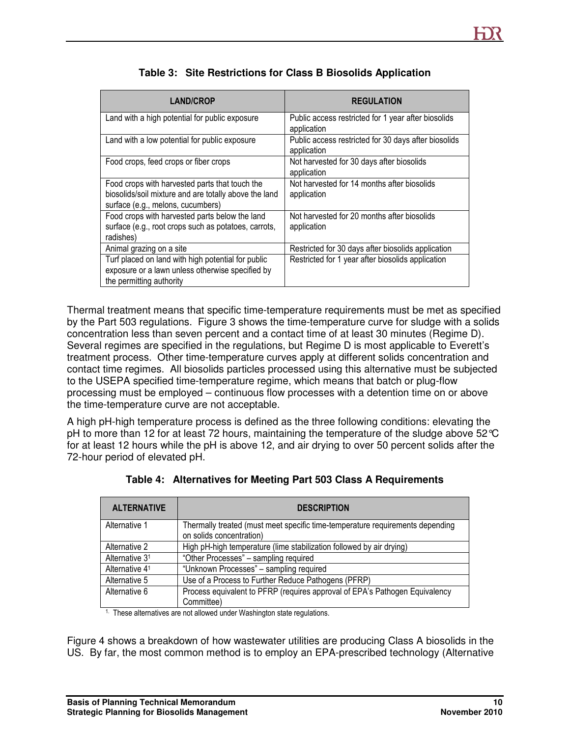**Table 3: Site Restrictions for Class B Biosolids Application**

| LAND/CROP | REGULATION |
|---|---|
| Land with a high potential for public exposure | Public access restricted for 1 year after biosolids application |
| Land with a low potential for public exposure | Public access restricted for 30 days after biosolids application |
| Food crops, feed crops or fiber crops | Not harvested for 30 days after biosolids application |
| Food crops with harvested parts that touch the biosolids/soil mixture and are totally above the land surface (e.g., melons, cucumbers) | Not harvested for 14 months after biosolids application |
| Food crops with harvested parts below the land surface (e.g., root crops such as potatoes, carrots, radishes) | Not harvested for 20 months after biosolids application |
| Animal grazing on a site | Restricted for 30 days after biosolids application |
| Turf placed on land with high potential for public exposure or a lawn unless otherwise specified by the permitting authority | Restricted for 1 year after biosolids application |

Thermal treatment means that specific time-temperature requirements must be met as specified by the Part 503 regulations. Figure 3 shows the time-temperature curve for sludge with a solids concentration less than seven percent and a contact time of at least 30 minutes (Regime D). Several regimes are specified in the regulations, but Regime D is most applicable to Everett's treatment process. Other time-temperature curves apply at different solids concentration and contact time regimes. All biosolids particles processed using this alternative must be subjected to the USEPA specified time-temperature regime, which means that batch or plug-flow processing must be employed – continuous flow processes with a detention time on or above the time-temperature curve are not acceptable.

A high pH-high temperature process is defined as the three following conditions: elevating the pH to more than 12 for at least 72 hours, maintaining the temperature of the sludge above 52°C for at least 12 hours while the pH is above 12, and air drying to over 50 percent solids after the 72-hour period of elevated pH.

**Table 4: Alternatives for Meeting Part 503 Class A Requirements**

| ALTERNATIVE | DESCRIPTION |
|---|---|
| Alternative 1 | Thermally treated (must meet specific time-temperature requirements depending on solids concentration) |
| Alternative 2 | High pH-high temperature (lime stabilization followed by air drying) |
| Alternative 3[1] | "Other Processes" – sampling required |
| Alternative 4[1] | "Unknown Processes" – sampling required |
| Alternative 5 | Use of a Process to Further Reduce Pathogens (PFRP) |
| Alternative 6 | Process equivalent to PFRP (requires approval of EPA's Pathogen Equivalency Committee) |

[1] These alternatives are not allowed under Washington state regulations.

Figure 4 shows a breakdown of how wastewater utilities are producing Class A biosolids in the US. By far, the most common method is to employ an EPA-prescribed technology (Alternative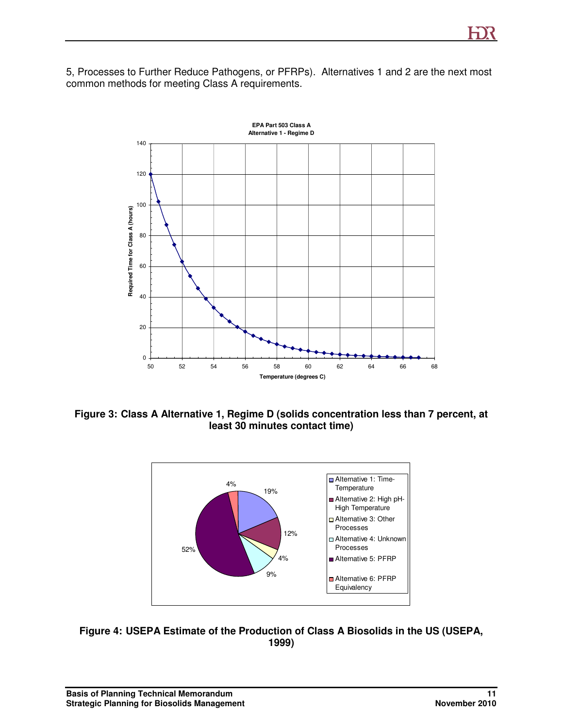5, Processes to Further Reduce Pathogens, or PFRPs). Alternatives 1 and 2 are the next most common methods for meeting Class A requirements.

**Figure 3: Class A Alternative 1, Regime D (solids concentration less than 7 percent, at least 30 minutes contact time)**

**Figure 4: USEPA Estimate of the Production of Class A Biosolids in the US (USEPA, 1999)**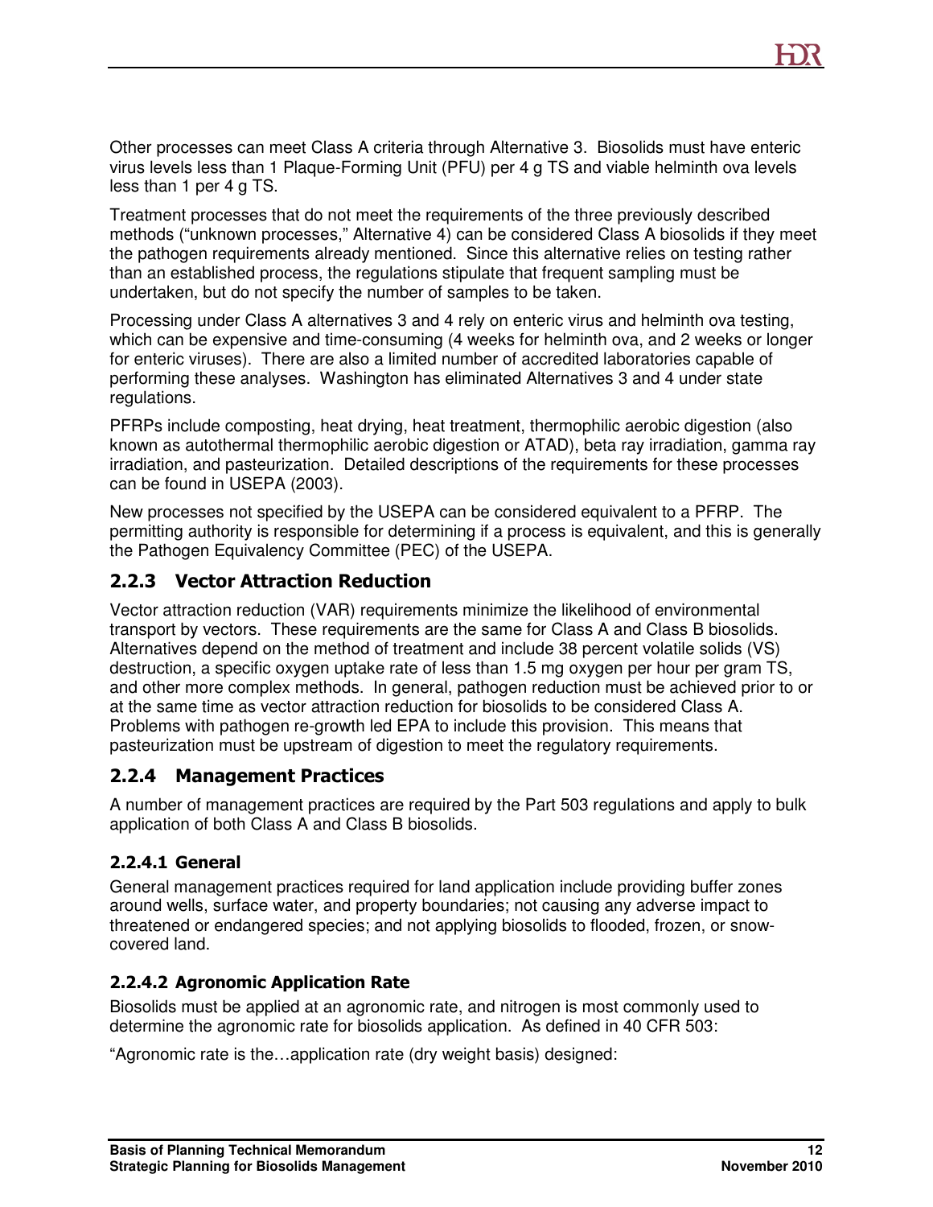Other processes can meet Class A criteria through Alternative 3. Biosolids must have enteric virus levels less than 1 Plaque-Forming Unit (PFU) per 4 g TS and viable helminth ova levels less than 1 per 4 g TS.

Treatment processes that do not meet the requirements of the three previously described methods ("unknown processes," Alternative 4) can be considered Class A biosolids if they meet the pathogen requirements already mentioned. Since this alternative relies on testing rather than an established process, the regulations stipulate that frequent sampling must be undertaken, but do not specify the number of samples to be taken.

Processing under Class A alternatives 3 and 4 rely on enteric virus and helminth ova testing, which can be expensive and time-consuming (4 weeks for helminth ova, and 2 weeks or longer for enteric viruses). There are also a limited number of accredited laboratories capable of performing these analyses. Washington has eliminated Alternatives 3 and 4 under state regulations.

PFRPs include composting, heat drying, heat treatment, thermophilic aerobic digestion (also known as autothermal thermophilic aerobic digestion or ATAD), beta ray irradiation, gamma ray irradiation, and pasteurization. Detailed descriptions of the requirements for these processes can be found in USEPA (2003).

New processes not specified by the USEPA can be considered equivalent to a PFRP. The permitting authority is responsible for determining if a process is equivalent, and this is generally the Pathogen Equivalency Committee (PEC) of the USEPA.

### 2.2.3 Vector Attraction Reduction

Vector attraction reduction (VAR) requirements minimize the likelihood of environmental transport by vectors. These requirements are the same for Class A and Class B biosolids. Alternatives depend on the method of treatment and include 38 percent volatile solids (VS) destruction, a specific oxygen uptake rate of less than 1.5 mg oxygen per hour per gram TS, and other more complex methods. In general, pathogen reduction must be achieved prior to or at the same time as vector attraction reduction for biosolids to be considered Class A. Problems with pathogen re-growth led EPA to include this provision. This means that pasteurization must be upstream of digestion to meet the regulatory requirements.

### 2.2.4 Management Practices

A number of management practices are required by the Part 503 regulations and apply to bulk application of both Class A and Class B biosolids.

#### 2.2.4.1 General

General management practices required for land application include providing buffer zones around wells, surface water, and property boundaries; not causing any adverse impact to threatened or endangered species; and not applying biosolids to flooded, frozen, or snow-covered land.

#### 2.2.4.2 Agronomic Application Rate

Biosolids must be applied at an agronomic rate, and nitrogen is most commonly used to determine the agronomic rate for biosolids application. As defined in 40 CFR 503:

"Agronomic rate is the…application rate (dry weight basis) designed: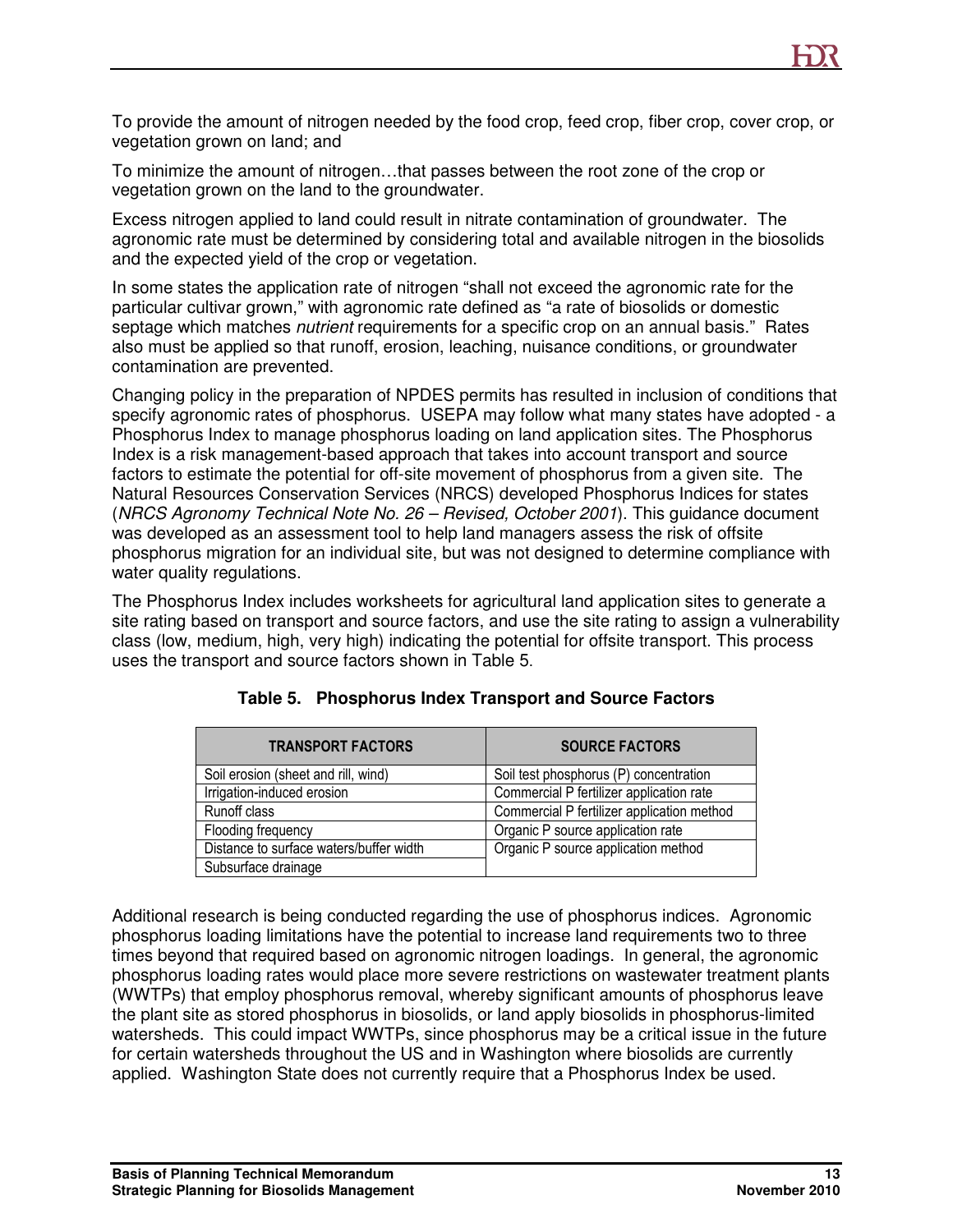To provide the amount of nitrogen needed by the food crop, feed crop, fiber crop, cover crop, or vegetation grown on land; and

To minimize the amount of nitrogen…that passes between the root zone of the crop or vegetation grown on the land to the groundwater.

Excess nitrogen applied to land could result in nitrate contamination of groundwater. The agronomic rate must be determined by considering total and available nitrogen in the biosolids and the expected yield of the crop or vegetation.

In some states the application rate of nitrogen "shall not exceed the agronomic rate for the particular cultivar grown," with agronomic rate defined as "a rate of biosolids or domestic septage which matches *nutrient* requirements for a specific crop on an annual basis." Rates also must be applied so that runoff, erosion, leaching, nuisance conditions, or groundwater contamination are prevented.

Changing policy in the preparation of NPDES permits has resulted in inclusion of conditions that specify agronomic rates of phosphorus. USEPA may follow what many states have adopted - a Phosphorus Index to manage phosphorus loading on land application sites. The Phosphorus Index is a risk management-based approach that takes into account transport and source factors to estimate the potential for off-site movement of phosphorus from a given site. The Natural Resources Conservation Services (NRCS) developed Phosphorus Indices for states (*NRCS Agronomy Technical Note No. 26 – Revised, October 2001*). This guidance document was developed as an assessment tool to help land managers assess the risk of offsite phosphorus migration for an individual site, but was not designed to determine compliance with water quality regulations.

The Phosphorus Index includes worksheets for agricultural land application sites to generate a site rating based on transport and source factors, and use the site rating to assign a vulnerability class (low, medium, high, very high) indicating the potential for offsite transport. This process uses the transport and source factors shown in Table 5.

**Table 5. Phosphorus Index Transport and Source Factors**

| TRANSPORT FACTORS | SOURCE FACTORS |
|---|---|
| Soil erosion (sheet and rill, wind) | Soil test phosphorus (P) concentration |
| Irrigation-induced erosion | Commercial P fertilizer application rate |
| Runoff class | Commercial P fertilizer application method |
| Flooding frequency | Organic P source application rate |
| Distance to surface waters/buffer width | Organic P source application method |
| Subsurface drainage | |

Additional research is being conducted regarding the use of phosphorus indices. Agronomic phosphorus loading limitations have the potential to increase land requirements two to three times beyond that required based on agronomic nitrogen loadings. In general, the agronomic phosphorus loading rates would place more severe restrictions on wastewater treatment plants (WWTPs) that employ phosphorus removal, whereby significant amounts of phosphorus leave the plant site as stored phosphorus in biosolids, or land apply biosolids in phosphorus-limited watersheds. This could impact WWTPs, since phosphorus may be a critical issue in the future for certain watersheds throughout the US and in Washington where biosolids are currently applied. Washington State does not currently require that a Phosphorus Index be used.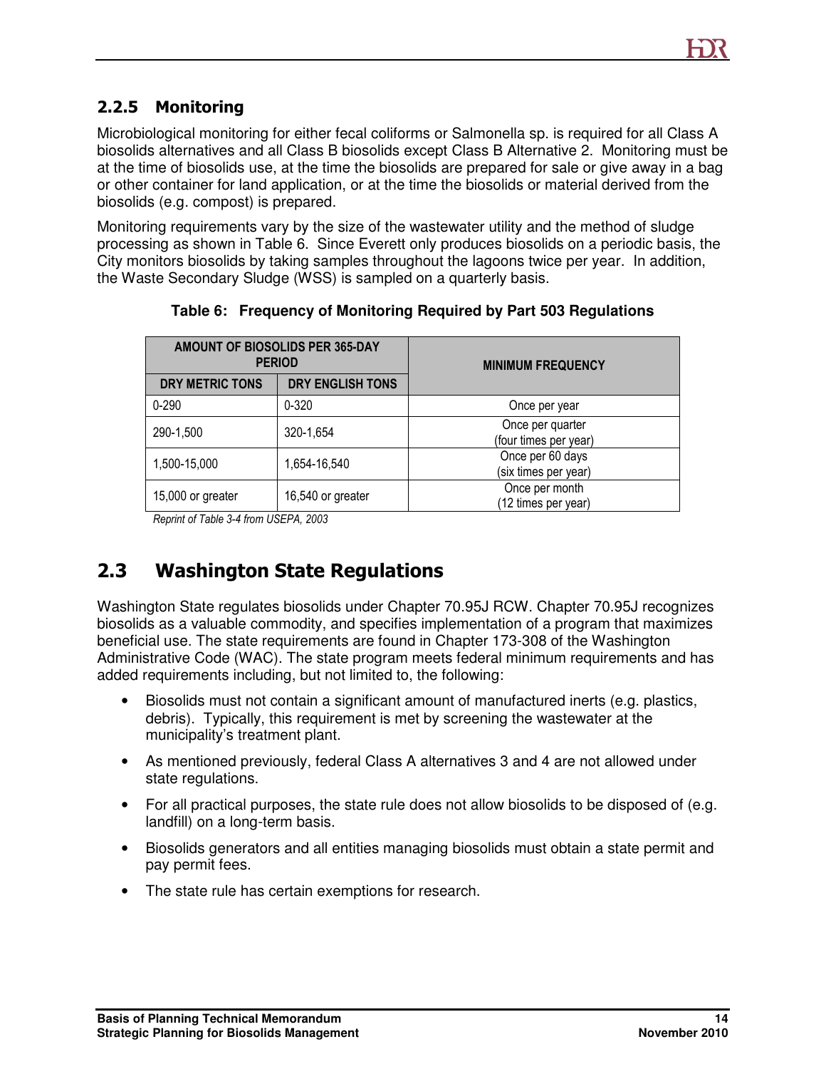### 2.2.5 Monitoring

Microbiological monitoring for either fecal coliforms or Salmonella sp. is required for all Class A biosolids alternatives and all Class B biosolids except Class B Alternative 2. Monitoring must be at the time of biosolids use, at the time the biosolids are prepared for sale or give away in a bag or other container for land application, or at the time the biosolids or material derived from the biosolids (e.g. compost) is prepared.

Monitoring requirements vary by the size of the wastewater utility and the method of sludge processing as shown in Table 6. Since Everett only produces biosolids on a periodic basis, the City monitors biosolids by taking samples throughout the lagoons twice per year. In addition, the Waste Secondary Sludge (WSS) is sampled on a quarterly basis.

**Table 6: Frequency of Monitoring Required by Part 503 Regulations**

| AMOUNT OF BIOSOLIDS PER 365-DAY PERIOD | | MINIMUM FREQUENCY |
|---|---|---|
| DRY METRIC TONS | DRY ENGLISH TONS | |
| 0-290 | 0-320 | Once per year |
| 290-1,500 | 320-1,654 | Once per quarter (four times per year) |
| 1,500-15,000 | 1,654-16,540 | Once per 60 days (six times per year) |
| 15,000 or greater | 16,540 or greater | Once per month (12 times per year) |

*Reprint of Table 3-4 from USEPA, 2003*

## 2.3 Washington State Regulations

Washington State regulates biosolids under Chapter 70.95J RCW. Chapter 70.95J recognizes biosolids as a valuable commodity, and specifies implementation of a program that maximizes beneficial use. The state requirements are found in Chapter 173-308 of the Washington Administrative Code (WAC). The state program meets federal minimum requirements and has added requirements including, but not limited to, the following:

- Biosolids must not contain a significant amount of manufactured inerts (e.g. plastics, debris). Typically, this requirement is met by screening the wastewater at the municipality's treatment plant.
- As mentioned previously, federal Class A alternatives 3 and 4 are not allowed under state regulations.
- For all practical purposes, the state rule does not allow biosolids to be disposed of (e.g. landfill) on a long-term basis.
- Biosolids generators and all entities managing biosolids must obtain a state permit and pay permit fees.
- The state rule has certain exemptions for research.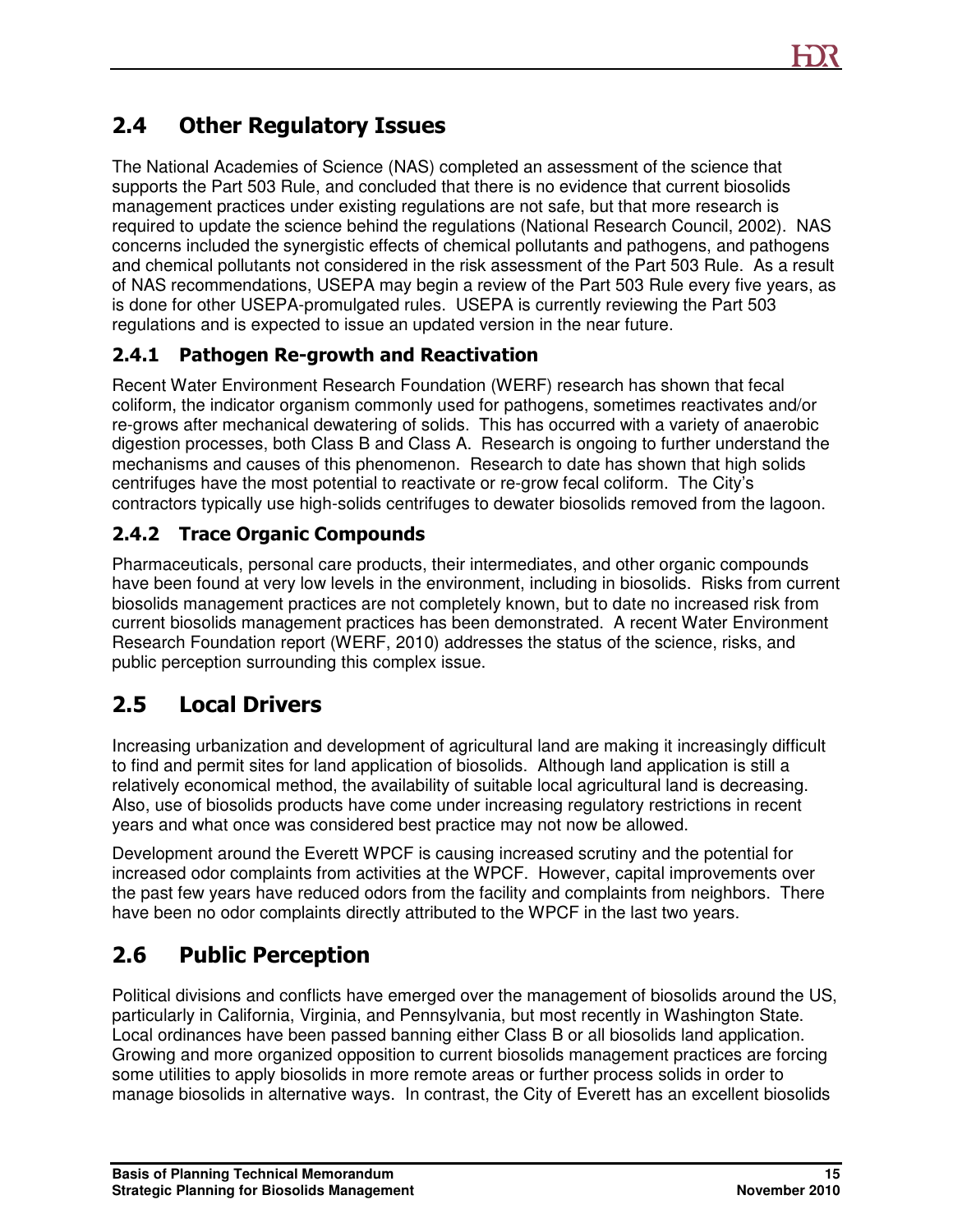## 2.4 Other Regulatory Issues

The National Academies of Science (NAS) completed an assessment of the science that supports the Part 503 Rule, and concluded that there is no evidence that current biosolids management practices under existing regulations are not safe, but that more research is required to update the science behind the regulations (National Research Council, 2002). NAS concerns included the synergistic effects of chemical pollutants and pathogens, and pathogens and chemical pollutants not considered in the risk assessment of the Part 503 Rule. As a result of NAS recommendations, USEPA may begin a review of the Part 503 Rule every five years, as is done for other USEPA-promulgated rules. USEPA is currently reviewing the Part 503 regulations and is expected to issue an updated version in the near future.

### 2.4.1 Pathogen Re-growth and Reactivation

Recent Water Environment Research Foundation (WERF) research has shown that fecal coliform, the indicator organism commonly used for pathogens, sometimes reactivates and/or re-grows after mechanical dewatering of solids. This has occurred with a variety of anaerobic digestion processes, both Class B and Class A. Research is ongoing to further understand the mechanisms and causes of this phenomenon. Research to date has shown that high solids centrifuges have the most potential to reactivate or re-grow fecal coliform. The City's contractors typically use high-solids centrifuges to dewater biosolids removed from the lagoon.

### 2.4.2 Trace Organic Compounds

Pharmaceuticals, personal care products, their intermediates, and other organic compounds have been found at very low levels in the environment, including in biosolids. Risks from current biosolids management practices are not completely known, but to date no increased risk from current biosolids management practices has been demonstrated. A recent Water Environment Research Foundation report (WERF, 2010) addresses the status of the science, risks, and public perception surrounding this complex issue.

## 2.5 Local Drivers

Increasing urbanization and development of agricultural land are making it increasingly difficult to find and permit sites for land application of biosolids. Although land application is still a relatively economical method, the availability of suitable local agricultural land is decreasing. Also, use of biosolids products have come under increasing regulatory restrictions in recent years and what once was considered best practice may not now be allowed.

Development around the Everett WPCF is causing increased scrutiny and the potential for increased odor complaints from activities at the WPCF. However, capital improvements over the past few years have reduced odors from the facility and complaints from neighbors. There have been no odor complaints directly attributed to the WPCF in the last two years.

## 2.6 Public Perception

Political divisions and conflicts have emerged over the management of biosolids around the US, particularly in California, Virginia, and Pennsylvania, but most recently in Washington State. Local ordinances have been passed banning either Class B or all biosolids land application. Growing and more organized opposition to current biosolids management practices are forcing some utilities to apply biosolids in more remote areas or further process solids in order to manage biosolids in alternative ways. In contrast, the City of Everett has an excellent biosolids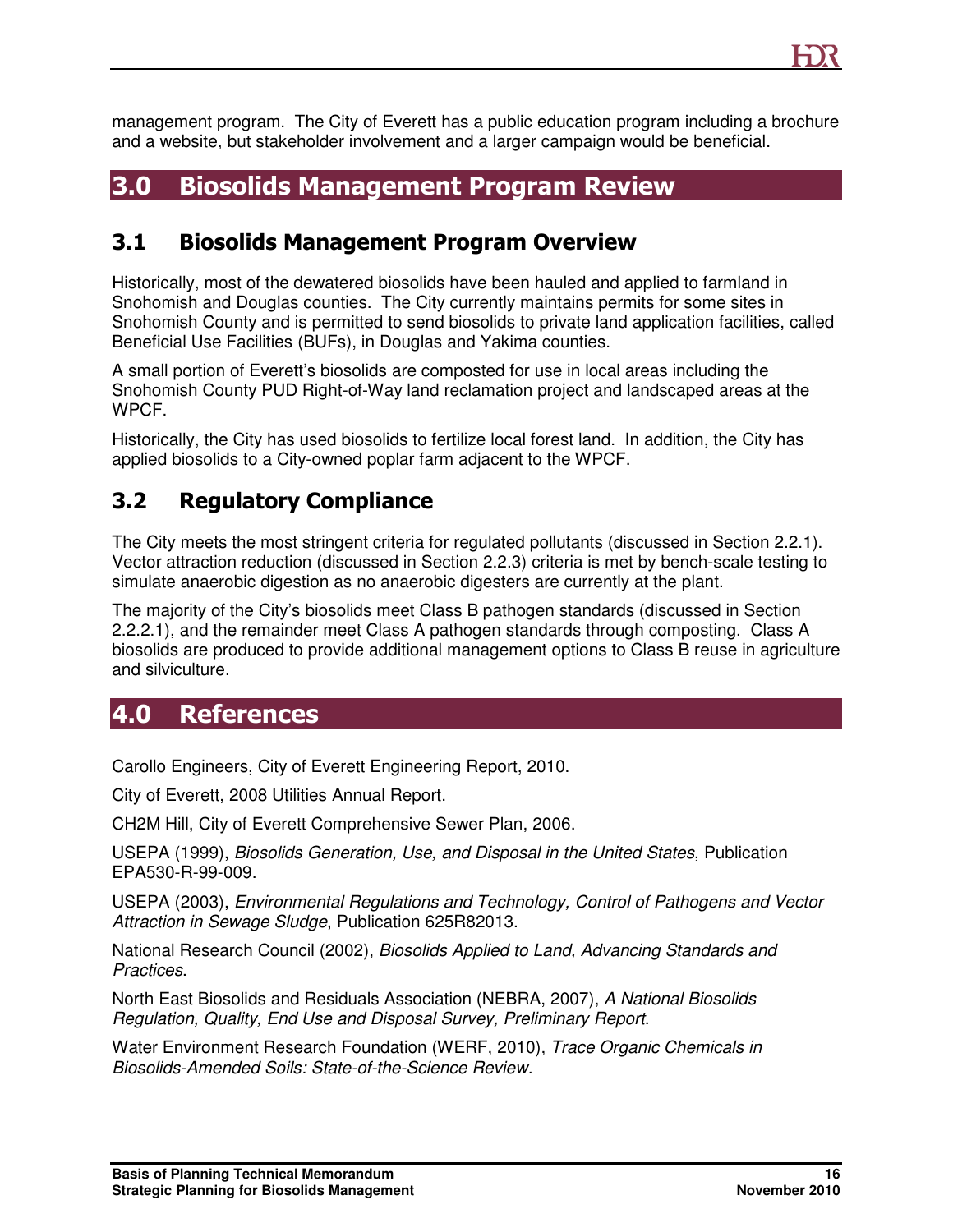management program. The City of Everett has a public education program including a brochure and a website, but stakeholder involvement and a larger campaign would be beneficial.

# 3.0 Biosolids Management Program Review

## 3.1 Biosolids Management Program Overview

Historically, most of the dewatered biosolids have been hauled and applied to farmland in Snohomish and Douglas counties. The City currently maintains permits for some sites in Snohomish County and is permitted to send biosolids to private land application facilities, called Beneficial Use Facilities (BUFs), in Douglas and Yakima counties.

A small portion of Everett's biosolids are composted for use in local areas including the Snohomish County PUD Right-of-Way land reclamation project and landscaped areas at the WPCF.

Historically, the City has used biosolids to fertilize local forest land. In addition, the City has applied biosolids to a City-owned poplar farm adjacent to the WPCF.

## 3.2 Regulatory Compliance

The City meets the most stringent criteria for regulated pollutants (discussed in Section 2.2.1). Vector attraction reduction (discussed in Section 2.2.3) criteria is met by bench-scale testing to simulate anaerobic digestion as no anaerobic digesters are currently at the plant.

The majority of the City's biosolids meet Class B pathogen standards (discussed in Section 2.2.2.1), and the remainder meet Class A pathogen standards through composting. Class A biosolids are produced to provide additional management options to Class B reuse in agriculture and silviculture.

# 4.0 References

Carollo Engineers, City of Everett Engineering Report, 2010.

City of Everett, 2008 Utilities Annual Report.

CH2M Hill, City of Everett Comprehensive Sewer Plan, 2006.

USEPA (1999), *Biosolids Generation, Use, and Disposal in the United States*, Publication EPA530-R-99-009.

USEPA (2003), *Environmental Regulations and Technology, Control of Pathogens and Vector Attraction in Sewage Sludge*, Publication 625R82013.

National Research Council (2002), *Biosolids Applied to Land, Advancing Standards and Practices*.

North East Biosolids and Residuals Association (NEBRA, 2007), *A National Biosolids Regulation, Quality, End Use and Disposal Survey, Preliminary Report*.

Water Environment Research Foundation (WERF, 2010), *Trace Organic Chemicals in Biosolids-Amended Soils: State-of-the-Science Review.*